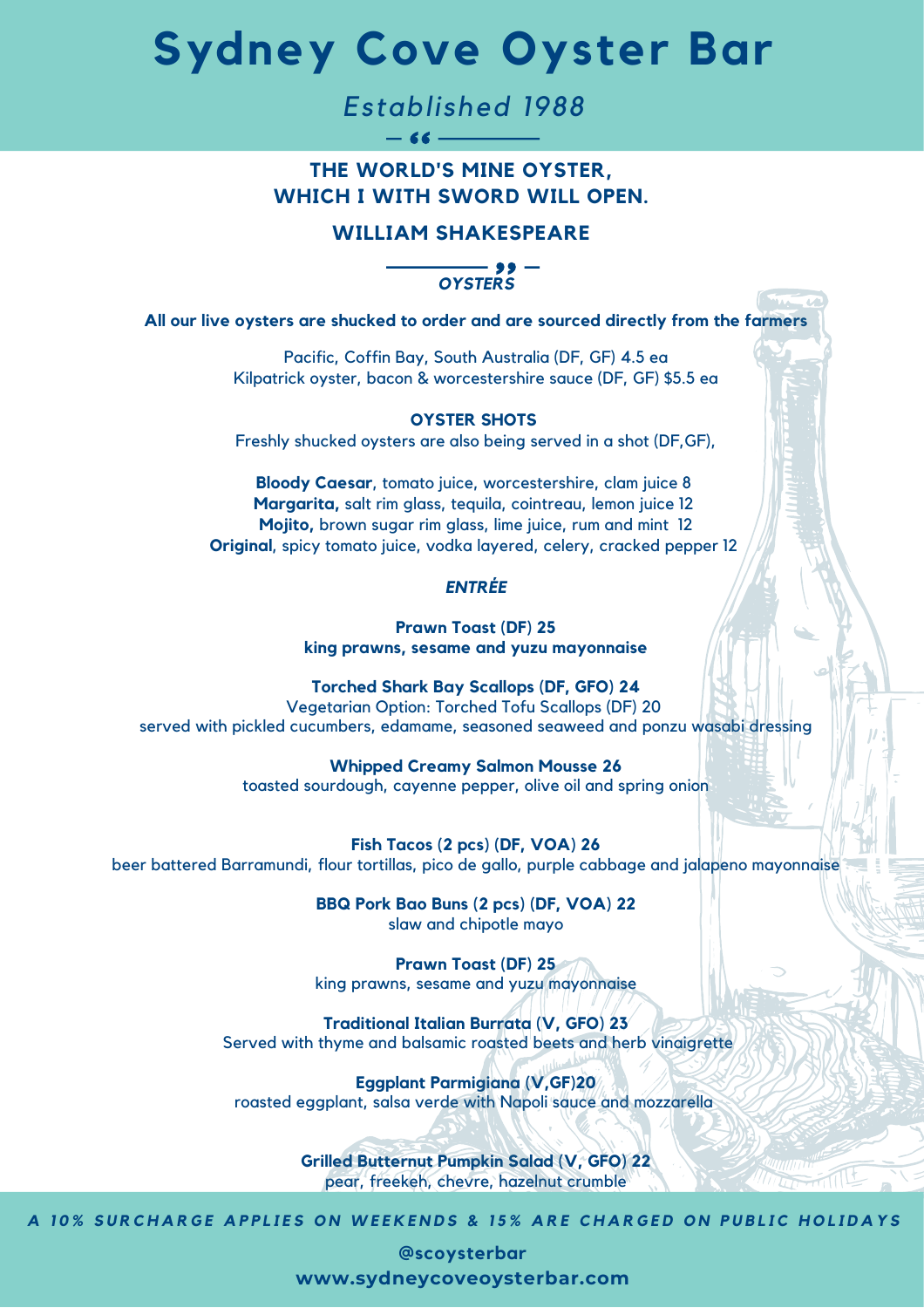# Sydney Cove Oyster Bar

*Established 1988*

**THE WORLD'S MINE OYSTER, WHICH I WITH SWORD WILL OPEN.**

**WILLIAM SHAKESPEARE**

## *OYSTERS*

**All our live oysters are shucked to order and are sourced directly from the farmers**

Pacific, Coffin Bay, South Australia (DF, GF) 4.5 ea
Kilpatrick oyster, bacon & worcestershire sauce (DF, GF) $5.5 ea

**OYSTER SHOTS**
Freshly shucked oysters are also being served in a shot (DF,GF),

**Bloody Caesar**, tomato juice, worcestershire, clam juice 8
**Margarita,** salt rim glass, tequila, cointreau, lemon juice 12
**Mojito,** brown sugar rim glass, lime juice, rum and mint 12
**Original**, spicy tomato juice, vodka layered, celery, cracked pepper 12

## *ENTRÉE*

**Prawn Toast (DF) 25**
**king prawns, sesame and yuzu mayonnaise**

**Torched Shark Bay Scallops (DF, GFO) 24**
Vegetarian Option: Torched Tofu Scallops (DF) 20
served with pickled cucumbers, edamame, seasoned seaweed and ponzu wasabi dressing

**Whipped Creamy Salmon Mousse 26**
toasted sourdough, cayenne pepper, olive oil and spring onion

**Fish Tacos (2 pcs) (DF, VOA) 26**
beer battered Barramundi, flour tortillas, pico de gallo, purple cabbage and jalapeno mayonnaise

**BBQ Pork Bao Buns (2 pcs) (DF, VOA) 22**
slaw and chipotle mayo

**Prawn Toast (DF) 25**
king prawns, sesame and yuzu mayonnaise

**Traditional Italian Burrata (V, GFO) 23**
Served with thyme and balsamic roasted beets and herb vinaigrette

**Eggplant Parmigiana (V,GF)20**
roasted eggplant, salsa verde with Napoli sauce and mozzarella

**Grilled Butternut Pumpkin Salad (V, GFO) 22**
pear, freekeh, chevre, hazelnut crumble

*A 10% SURCHARGE APPLIES ON WEEKENDS & 15% ARE CHARGED ON PUBLIC HOLIDAYS*

**@scoysterbar**
**www.sydneycoveoysterbar.com**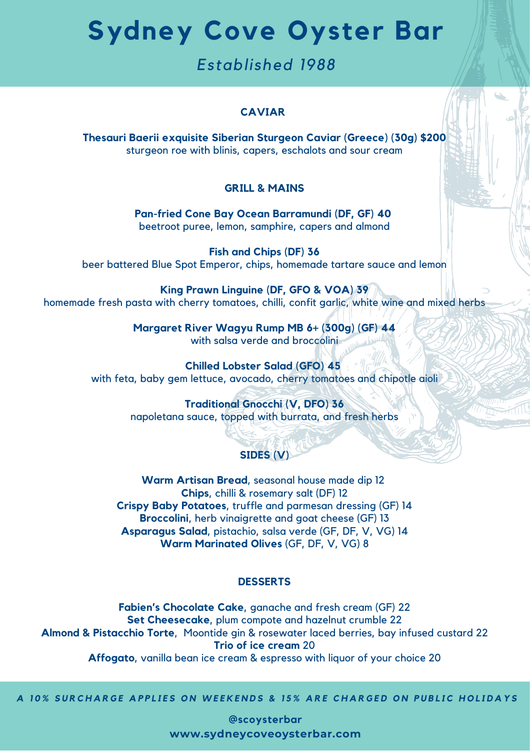# Sydney Cove Oyster Bar

*Established 1988*

## CAVIAR

**Thesauri Baerii exquisite Siberian Sturgeon Caviar (Greece) (30g) $200**
sturgeon roe with blinis, capers, eschalots and sour cream

## GRILL & MAINS

**Pan-fried Cone Bay Ocean Barramundi (DF, GF) 40**
beetroot puree, lemon, samphire, capers and almond

**Fish and Chips (DF) 36**
beer battered Blue Spot Emperor, chips, homemade tartare sauce and lemon

**King Prawn Linguine (DF, GFO & VOA) 39**
homemade fresh pasta with cherry tomatoes, chilli, confit garlic, white wine and mixed herbs

**Margaret River Wagyu Rump MB 6+ (300g) (GF) 44**
with salsa verde and broccolini

**Chilled Lobster Salad (GFO) 45**
with feta, baby gem lettuce, avocado, cherry tomatoes and chipotle aioli

**Traditional Gnocchi (V, DFO) 36**
napoletana sauce, topped with burrata, and fresh herbs

## SIDES (V)

**Warm Artisan Bread**, seasonal house made dip 12
**Chips**, chilli & rosemary salt (DF) 12
**Crispy Baby Potatoes**, truffle and parmesan dressing (GF) 14
**Broccolini**, herb vinaigrette and goat cheese (GF) 13
**Asparagus Salad**, pistachio, salsa verde (GF, DF, V, VG) 14
**Warm Marinated Olives** (GF, DF, V, VG) 8

## DESSERTS

**Fabien's Chocolate Cake**, ganache and fresh cream (GF) 22
**Set Cheesecake**, plum compote and hazelnut crumble 22
**Almond & Pistacchio Torte**, Moontide gin & rosewater laced berries, bay infused custard 22
**Trio of ice cream** 20
**Affogato**, vanilla bean ice cream & espresso with liquor of your choice 20

***A 10% SURCHARGE APPLIES ON WEEKENDS & 15% ARE CHARGED ON PUBLIC HOLIDAYS***

**@scoysterbar**
**www.sydneycoveoysterbar.com**